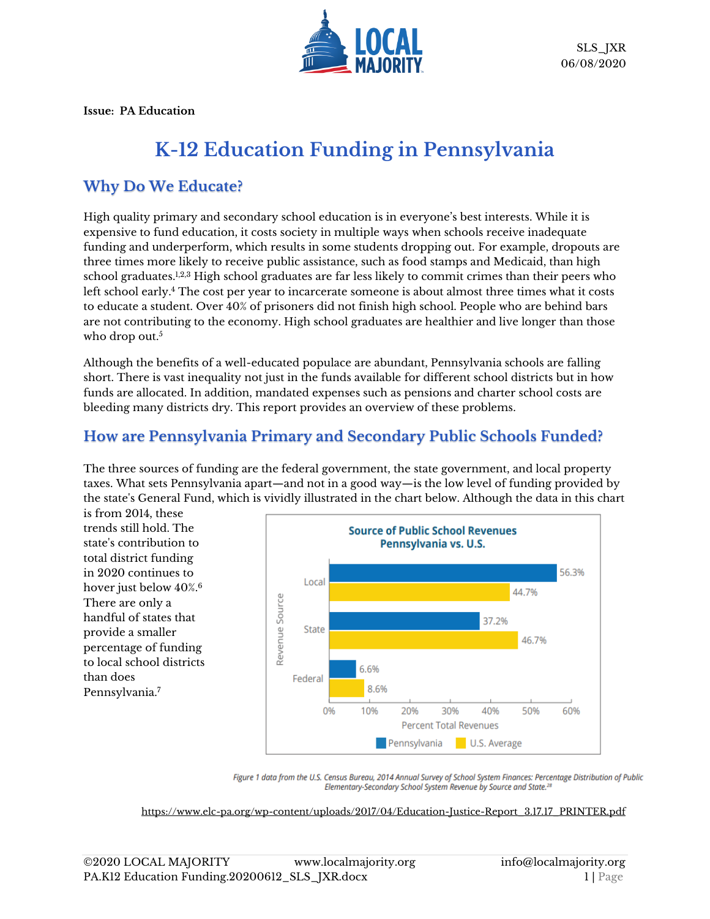SLS_JXR
06/08/2020

**Issue: PA Education**

# K-12 Education Funding in Pennsylvania

## Why Do We Educate?

High quality primary and secondary school education is in everyone's best interests. While it is expensive to fund education, it costs society in multiple ways when schools receive inadequate funding and underperform, which results in some students dropping out. For example, dropouts are three times more likely to receive public assistance, such as food stamps and Medicaid, than high school graduates.[1,2,3] High school graduates are far less likely to commit crimes than their peers who left school early.[4] The cost per year to incarcerate someone is about almost three times what it costs to educate a student. Over 40% of prisoners did not finish high school. People who are behind bars are not contributing to the economy. High school graduates are healthier and live longer than those who drop out.[5]

Although the benefits of a well-educated populace are abundant, Pennsylvania schools are falling short. There is vast inequality not just in the funds available for different school districts but in how funds are allocated. In addition, mandated expenses such as pensions and charter school costs are bleeding many districts dry. This report provides an overview of these problems.

## How are Pennsylvania Primary and Secondary Public Schools Funded?

The three sources of funding are the federal government, the state government, and local property taxes. What sets Pennsylvania apart—and not in a good way—is the low level of funding provided by the state's General Fund, which is vividly illustrated in the chart below. Although the data in this chart is from 2014, these trends still hold. The state's contribution to total district funding in 2020 continues to hover just below 40%.[6] There are only a handful of states that provide a smaller percentage of funding to local school districts than does Pennsylvania.[7]

**Source of Public School Revenues Pennsylvania vs. U.S.**

| Revenue Source | Pennsylvania | U.S. Average |
|---|---|---|
| Local | 56.3% | 44.7% |
| State | 37.2% | 46.7% |
| Federal | 6.6% | 8.6% |

*Figure 1 data from the U.S. Census Bureau, 2014 Annual Survey of School System Finances: Percentage Distribution of Public Elementary-Secondary School System Revenue by Source and State.[28]*

https://www.elc-pa.org/wp-content/uploads/2017/04/Education-Justice-Report_3.17.17_PRINTER.pdf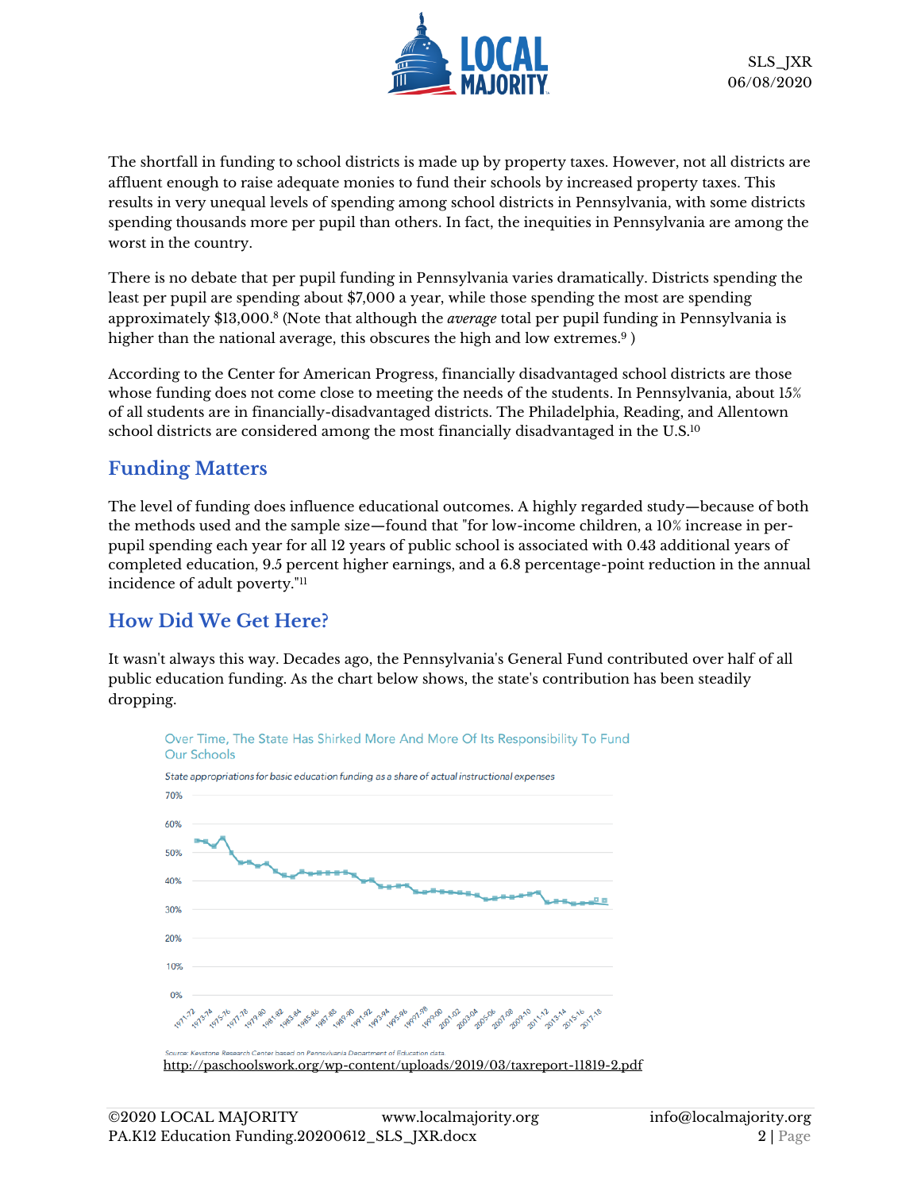The shortfall in funding to school districts is made up by property taxes. However, not all districts are affluent enough to raise adequate monies to fund their schools by increased property taxes. This results in very unequal levels of spending among school districts in Pennsylvania, with some districts spending thousands more per pupil than others. In fact, the inequities in Pennsylvania are among the worst in the country.

There is no debate that per pupil funding in Pennsylvania varies dramatically. Districts spending the least per pupil are spending about $7,000 a year, while those spending the most are spending approximately $13,000.[8] (Note that although the *average* total per pupil funding in Pennsylvania is higher than the national average, this obscures the high and low extremes.[9] )

According to the Center for American Progress, financially disadvantaged school districts are those whose funding does not come close to meeting the needs of the students. In Pennsylvania, about 15% of all students are in financially-disadvantaged districts. The Philadelphia, Reading, and Allentown school districts are considered among the most financially disadvantaged in the U.S.[10]

## Funding Matters

The level of funding does influence educational outcomes. A highly regarded study—because of both the methods used and the sample size—found that "for low-income children, a 10% increase in per-pupil spending each year for all 12 years of public school is associated with 0.43 additional years of completed education, 9.5 percent higher earnings, and a 6.8 percentage-point reduction in the annual incidence of adult poverty."[11]

## How Did We Get Here?

It wasn't always this way. Decades ago, the Pennsylvania's General Fund contributed over half of all public education funding. As the chart below shows, the state's contribution has been steadily dropping.

Over Time, The State Has Shirked More And More Of Its Responsibility To Fund Our Schools

*State appropriations for basic education funding as a share of actual instructional expenses*

Source: Keystone Research Center based on Pennsylvania Department of Education data.

http://paschoolswork.org/wp-content/uploads/2019/03/taxreport-11819-2.pdf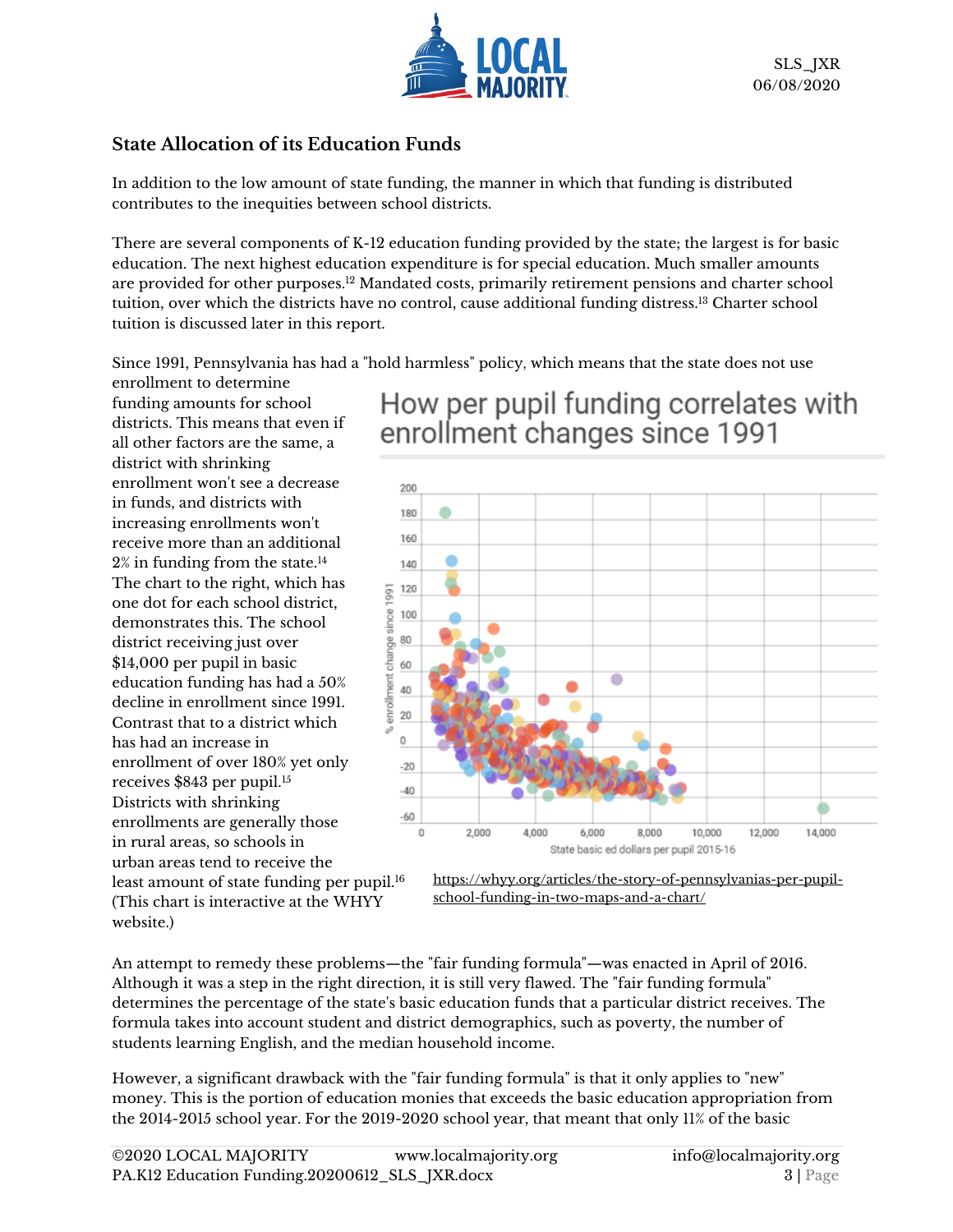## State Allocation of its Education Funds

In addition to the low amount of state funding, the manner in which that funding is distributed contributes to the inequities between school districts.

There are several components of K-12 education funding provided by the state; the largest is for basic education. The next highest education expenditure is for special education. Much smaller amounts are provided for other purposes.[12] Mandated costs, primarily retirement pensions and charter school tuition, over which the districts have no control, cause additional funding distress.[13] Charter school tuition is discussed later in this report.

Since 1991, Pennsylvania has had a "hold harmless" policy, which means that the state does not use enrollment to determine funding amounts for school districts. This means that even if all other factors are the same, a district with shrinking enrollment won't see a decrease in funds, and districts with increasing enrollments won't receive more than an additional 2% in funding from the state.[14] The chart to the right, which has one dot for each school district, demonstrates this. The school district receiving just over $14,000 per pupil in basic education funding has had a 50% decline in enrollment since 1991. Contrast that to a district which has had an increase in enrollment of over 180% yet only receives $843 per pupil.[15] Districts with shrinking enrollments are generally those in rural areas, so schools in urban areas tend to receive the least amount of state funding per pupil.[16] (This chart is interactive at the WHYY website.)

How per pupil funding correlates with enrollment changes since 1991

https://whyy.org/articles/the-story-of-pennsylvanias-per-pupil-school-funding-in-two-maps-and-a-chart/

An attempt to remedy these problems—the "fair funding formula"—was enacted in April of 2016. Although it was a step in the right direction, it is still very flawed. The "fair funding formula" determines the percentage of the state's basic education funds that a particular district receives. The formula takes into account student and district demographics, such as poverty, the number of students learning English, and the median household income.

However, a significant drawback with the "fair funding formula" is that it only applies to "new" money. This is the portion of education monies that exceeds the basic education appropriation from the 2014-2015 school year. For the 2019-2020 school year, that meant that only 11% of the basic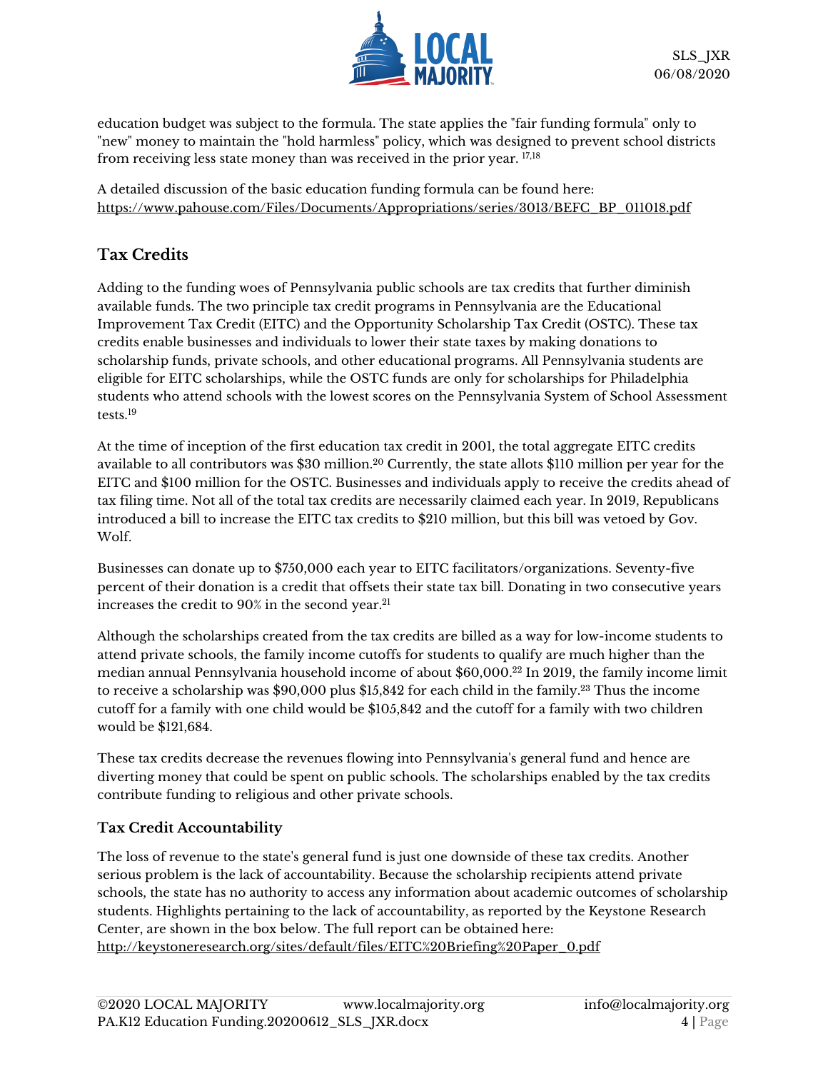education budget was subject to the formula. The state applies the "fair funding formula" only to "new" money to maintain the "hold harmless" policy, which was designed to prevent school districts from receiving less state money than was received in the prior year. [17,18]

A detailed discussion of the basic education funding formula can be found here:
https://www.pahouse.com/Files/Documents/Appropriations/series/3013/BEFC_BP_011018.pdf

## Tax Credits

Adding to the funding woes of Pennsylvania public schools are tax credits that further diminish available funds. The two principle tax credit programs in Pennsylvania are the Educational Improvement Tax Credit (EITC) and the Opportunity Scholarship Tax Credit (OSTC). These tax credits enable businesses and individuals to lower their state taxes by making donations to scholarship funds, private schools, and other educational programs. All Pennsylvania students are eligible for EITC scholarships, while the OSTC funds are only for scholarships for Philadelphia students who attend schools with the lowest scores on the Pennsylvania System of School Assessment tests.[19]

At the time of inception of the first education tax credit in 2001, the total aggregate EITC credits available to all contributors was $30 million.[20] Currently, the state allots $110 million per year for the EITC and $100 million for the OSTC. Businesses and individuals apply to receive the credits ahead of tax filing time. Not all of the total tax credits are necessarily claimed each year. In 2019, Republicans introduced a bill to increase the EITC tax credits to $210 million, but this bill was vetoed by Gov. Wolf.

Businesses can donate up to $750,000 each year to EITC facilitators/organizations. Seventy-five percent of their donation is a credit that offsets their state tax bill. Donating in two consecutive years increases the credit to 90% in the second year.[21]

Although the scholarships created from the tax credits are billed as a way for low-income students to attend private schools, the family income cutoffs for students to qualify are much higher than the median annual Pennsylvania household income of about $60,000.[22] In 2019, the family income limit to receive a scholarship was $90,000 plus $15,842 for each child in the family.[23] Thus the income cutoff for a family with one child would be $105,842 and the cutoff for a family with two children would be $121,684.

These tax credits decrease the revenues flowing into Pennsylvania's general fund and hence are diverting money that could be spent on public schools. The scholarships enabled by the tax credits contribute funding to religious and other private schools.

### Tax Credit Accountability

The loss of revenue to the state's general fund is just one downside of these tax credits. Another serious problem is the lack of accountability. Because the scholarship recipients attend private schools, the state has no authority to access any information about academic outcomes of scholarship students. Highlights pertaining to the lack of accountability, as reported by the Keystone Research Center, are shown in the box below. The full report can be obtained here:
http://keystoneresearch.org/sites/default/files/EITC%20Briefing%20Paper_0.pdf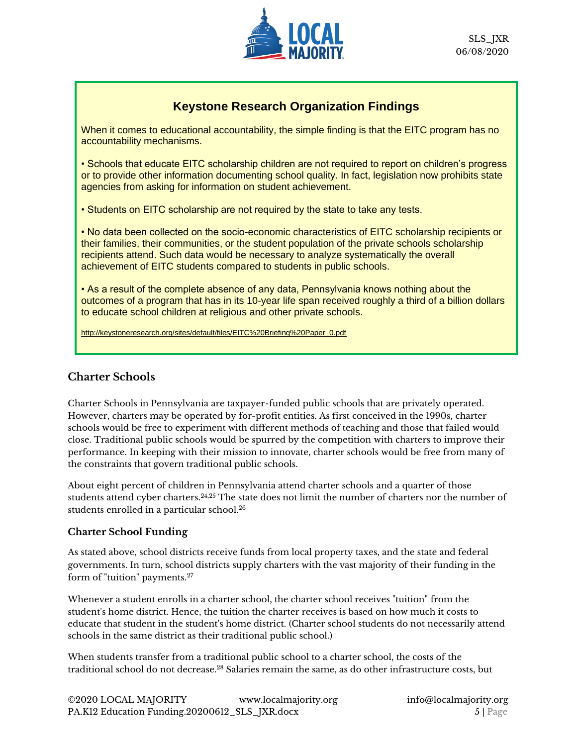### Keystone Research Organization Findings

When it comes to educational accountability, the simple finding is that the EITC program has no accountability mechanisms.

• Schools that educate EITC scholarship children are not required to report on children's progress or to provide other information documenting school quality. In fact, legislation now prohibits state agencies from asking for information on student achievement.

• Students on EITC scholarship are not required by the state to take any tests.

• No data been collected on the socio-economic characteristics of EITC scholarship recipients or their families, their communities, or the student population of the private schools scholarship recipients attend. Such data would be necessary to analyze systematically the overall achievement of EITC students compared to students in public schools.

• As a result of the complete absence of any data, Pennsylvania knows nothing about the outcomes of a program that has in its 10-year life span received roughly a third of a billion dollars to educate school children at religious and other private schools.

http://keystoneresearch.org/sites/default/files/EITC%20Briefing%20Paper_0.pdf

## Charter Schools

Charter Schools in Pennsylvania are taxpayer-funded public schools that are privately operated. However, charters may be operated by for-profit entities. As first conceived in the 1990s, charter schools would be free to experiment with different methods of teaching and those that failed would close. Traditional public schools would be spurred by the competition with charters to improve their performance. In keeping with their mission to innovate, charter schools would be free from many of the constraints that govern traditional public schools.

About eight percent of children in Pennsylvania attend charter schools and a quarter of those students attend cyber charters.[24,25] The state does not limit the number of charters nor the number of students enrolled in a particular school.[26]

### Charter School Funding

As stated above, school districts receive funds from local property taxes, and the state and federal governments. In turn, school districts supply charters with the vast majority of their funding in the form of "tuition" payments.[27]

Whenever a student enrolls in a charter school, the charter school receives "tuition" from the student's home district. Hence, the tuition the charter receives is based on how much it costs to educate that student in the student's home district. (Charter school students do not necessarily attend schools in the same district as their traditional public school.)

When students transfer from a traditional public school to a charter school, the costs of the traditional school do not decrease.[28] Salaries remain the same, as do other infrastructure costs, but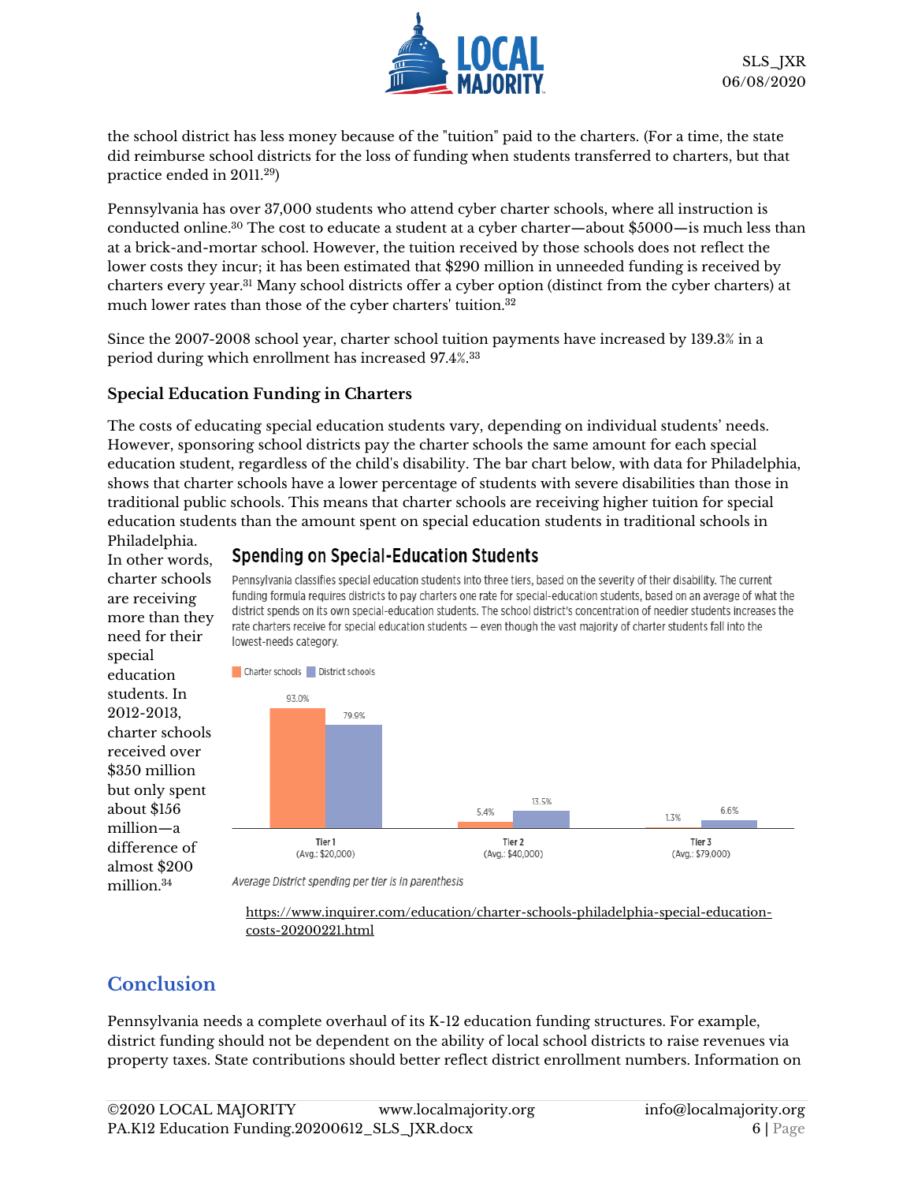the school district has less money because of the "tuition" paid to the charters. (For a time, the state did reimburse school districts for the loss of funding when students transferred to charters, but that practice ended in 2011.[29])

Pennsylvania has over 37,000 students who attend cyber charter schools, where all instruction is conducted online.[30] The cost to educate a student at a cyber charter—about $5000—is much less than at a brick-and-mortar school. However, the tuition received by those schools does not reflect the lower costs they incur; it has been estimated that $290 million in unneeded funding is received by charters every year.[31] Many school districts offer a cyber option (distinct from the cyber charters) at much lower rates than those of the cyber charters' tuition.[32]

Since the 2007-2008 school year, charter school tuition payments have increased by 139.3% in a period during which enrollment has increased 97.4%.[33]

### Special Education Funding in Charters

The costs of educating special education students vary, depending on individual students' needs. However, sponsoring school districts pay the charter schools the same amount for each special education student, regardless of the child's disability. The bar chart below, with data for Philadelphia, shows that charter schools have a lower percentage of students with severe disabilities than those in traditional public schools. This means that charter schools are receiving higher tuition for special education students than the amount spent on special education students in traditional schools in Philadelphia. In other words, charter schools are receiving more than they need for their special education students. In 2012-2013, charter schools received over $350 million but only spent about $156 million—a difference of almost $200 million.[34]

**Spending on Special-Education Students**

Pennsylvania classifies special education students into three tiers, based on the severity of their disability. The current funding formula requires districts to pay charters one rate for special-education students, based on an average of what the district spends on its own special-education students. The school district's concentration of needier students increases the rate charters receive for special education students — even though the vast majority of charter students fall into the lowest-needs category.

| | Charter schools | District schools |
|---|---|---|
| Tier 1 (Avg.: $20,000) | 93.0% | 79.9% |
| Tier 2 (Avg.: $40,000) | 5.4% | 13.5% |
| Tier 3 (Avg.: $79,000) | 1.3% | 6.6% |

*Average District spending per tier is in parenthesis*

https://www.inquirer.com/education/charter-schools-philadelphia-special-education-costs-20200221.html

## Conclusion

Pennsylvania needs a complete overhaul of its K-12 education funding structures. For example, district funding should not be dependent on the ability of local school districts to raise revenues via property taxes. State contributions should better reflect district enrollment numbers. Information on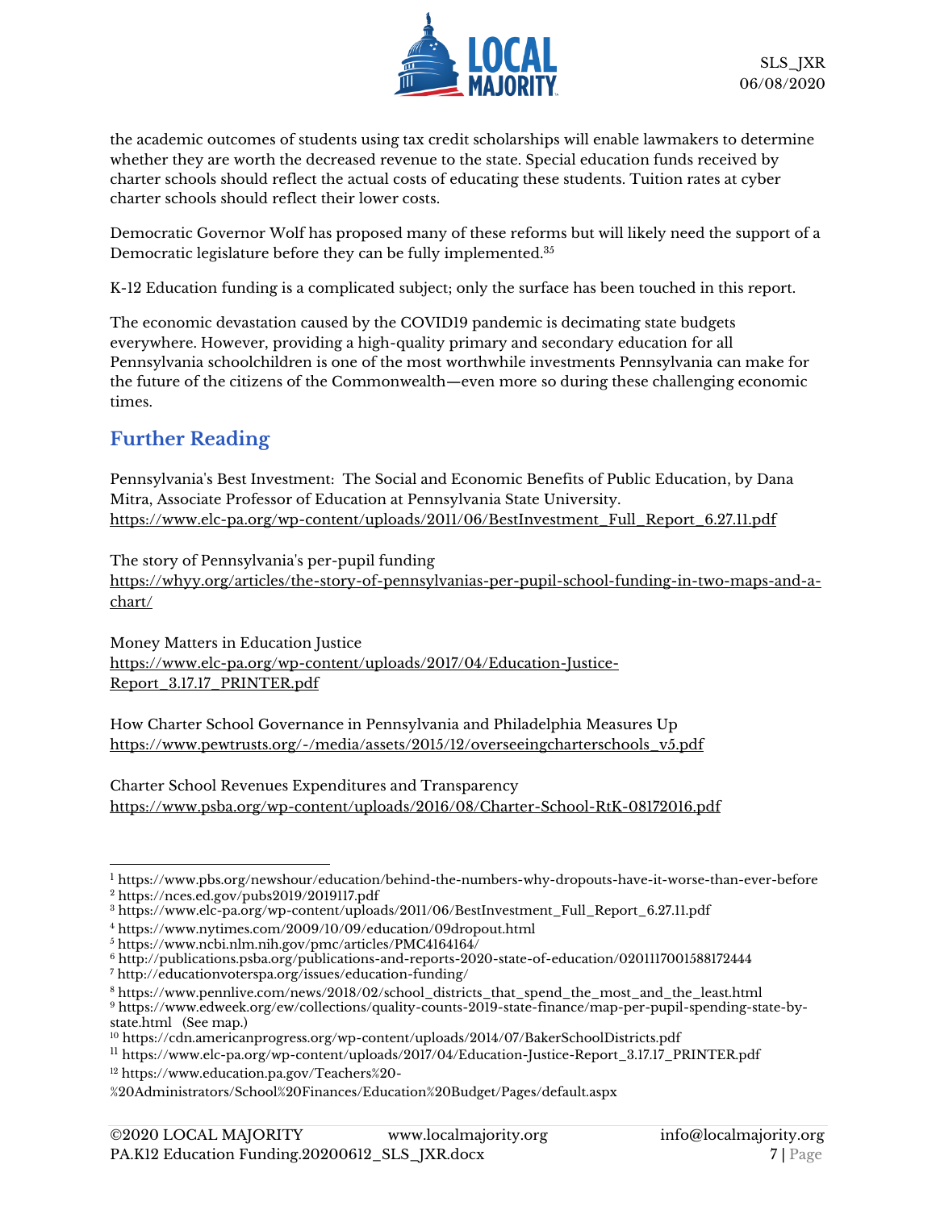the academic outcomes of students using tax credit scholarships will enable lawmakers to determine whether they are worth the decreased revenue to the state. Special education funds received by charter schools should reflect the actual costs of educating these students. Tuition rates at cyber charter schools should reflect their lower costs.

Democratic Governor Wolf has proposed many of these reforms but will likely need the support of a Democratic legislature before they can be fully implemented.[35]

K-12 Education funding is a complicated subject; only the surface has been touched in this report.

The economic devastation caused by the COVID19 pandemic is decimating state budgets everywhere. However, providing a high-quality primary and secondary education for all Pennsylvania schoolchildren is one of the most worthwhile investments Pennsylvania can make for the future of the citizens of the Commonwealth—even more so during these challenging economic times.

## Further Reading

Pennsylvania's Best Investment: The Social and Economic Benefits of Public Education, by Dana Mitra, Associate Professor of Education at Pennsylvania State University.
https://www.elc-pa.org/wp-content/uploads/2011/06/BestInvestment_Full_Report_6.27.11.pdf

The story of Pennsylvania's per-pupil funding
https://whyy.org/articles/the-story-of-pennsylvanias-per-pupil-school-funding-in-two-maps-and-a-chart/

Money Matters in Education Justice
https://www.elc-pa.org/wp-content/uploads/2017/04/Education-Justice-Report_3.17.17_PRINTER.pdf

How Charter School Governance in Pennsylvania and Philadelphia Measures Up
https://www.pewtrusts.org/-/media/assets/2015/12/overseeingcharterschools_v5.pdf

Charter School Revenues Expenditures and Transparency
https://www.psba.org/wp-content/uploads/2016/08/Charter-School-RtK-08172016.pdf

---

[1] https://www.pbs.org/newshour/education/behind-the-numbers-why-dropouts-have-it-worse-than-ever-before
[2] https://nces.ed.gov/pubs2019/2019117.pdf
[3] https://www.elc-pa.org/wp-content/uploads/2011/06/BestInvestment_Full_Report_6.27.11.pdf
[4] https://www.nytimes.com/2009/10/09/education/09dropout.html
[5] https://www.ncbi.nlm.nih.gov/pmc/articles/PMC4164164/
[6] http://publications.psba.org/publications-and-reports-2020-state-of-education/0201117001588172444
[7] http://educationvoterspa.org/issues/education-funding/
[8] https://www.pennlive.com/news/2018/02/school_districts_that_spend_the_most_and_the_least.html
[9] https://www.edweek.org/ew/collections/quality-counts-2019-state-finance/map-per-pupil-spending-state-by-state.html (See map.)
[10] https://cdn.americanprogress.org/wp-content/uploads/2014/07/BakerSchoolDistricts.pdf
[11] https://www.elc-pa.org/wp-content/uploads/2017/04/Education-Justice-Report_3.17.17_PRINTER.pdf
[12] https://www.education.pa.gov/Teachers%20-%20Administrators/School%20Finances/Education%20Budget/Pages/default.aspx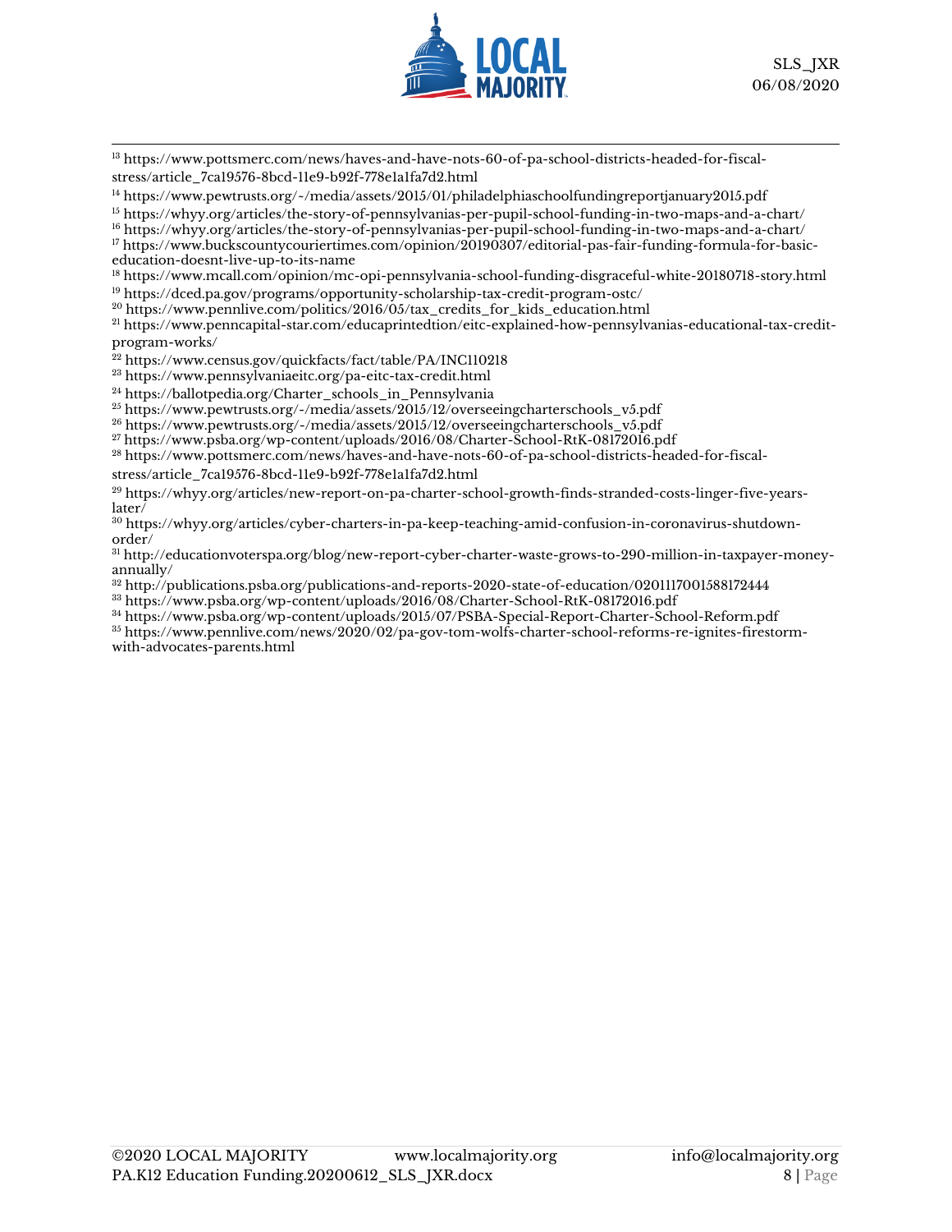[13] https://www.pottsmerc.com/news/haves-and-have-nots-60-of-pa-school-districts-headed-for-fiscal-stress/article_7ca19576-8bcd-11e9-b92f-778e1a1fa7d2.html

[14] https://www.pewtrusts.org/~/media/assets/2015/01/philadelphiaschoolfundingreportjanuary2015.pdf

[15] https://whyy.org/articles/the-story-of-pennsylvanias-per-pupil-school-funding-in-two-maps-and-a-chart/

[16] https://whyy.org/articles/the-story-of-pennsylvanias-per-pupil-school-funding-in-two-maps-and-a-chart/

[17] https://www.buckscountycouriertimes.com/opinion/20190307/editorial-pas-fair-funding-formula-for-basic-education-doesnt-live-up-to-its-name

[18] https://www.mcall.com/opinion/mc-opi-pennsylvania-school-funding-disgraceful-white-20180718-story.html

[19] https://dced.pa.gov/programs/opportunity-scholarship-tax-credit-program-ostc/

[20] https://www.pennlive.com/politics/2016/05/tax_credits_for_kids_education.html

[21] https://www.penncapital-star.com/educaprintedtion/eitc-explained-how-pennsylvanias-educational-tax-credit-program-works/

[22] https://www.census.gov/quickfacts/fact/table/PA/INC110218

[23] https://www.pennsylvaniaeitc.org/pa-eitc-tax-credit.html

[24] https://ballotpedia.org/Charter_schools_in_Pennsylvania

[25] https://www.pewtrusts.org/-/media/assets/2015/12/overseeingcharterschools_v5.pdf

[26] https://www.pewtrusts.org/-/media/assets/2015/12/overseeingcharterschools_v5.pdf

[27] https://www.psba.org/wp-content/uploads/2016/08/Charter-School-RtK-08172016.pdf

[28] https://www.pottsmerc.com/news/haves-and-have-nots-60-of-pa-school-districts-headed-for-fiscal-stress/article_7ca19576-8bcd-11e9-b92f-778e1a1fa7d2.html

[29] https://whyy.org/articles/new-report-on-pa-charter-school-growth-finds-stranded-costs-linger-five-years-later/

[30] https://whyy.org/articles/cyber-charters-in-pa-keep-teaching-amid-confusion-in-coronavirus-shutdown-order/

[31] http://educationvoterspa.org/blog/new-report-cyber-charter-waste-grows-to-290-million-in-taxpayer-money-annually/

[32] http://publications.psba.org/publications-and-reports-2020-state-of-education/02011170015881724444

[33] https://www.psba.org/wp-content/uploads/2016/08/Charter-School-RtK-08172016.pdf

[34] https://www.psba.org/wp-content/uploads/2015/07/PSBA-Special-Report-Charter-School-Reform.pdf

[35] https://www.pennlive.com/news/2020/02/pa-gov-tom-wolfs-charter-school-reforms-re-ignites-firestorm-with-advocates-parents.html